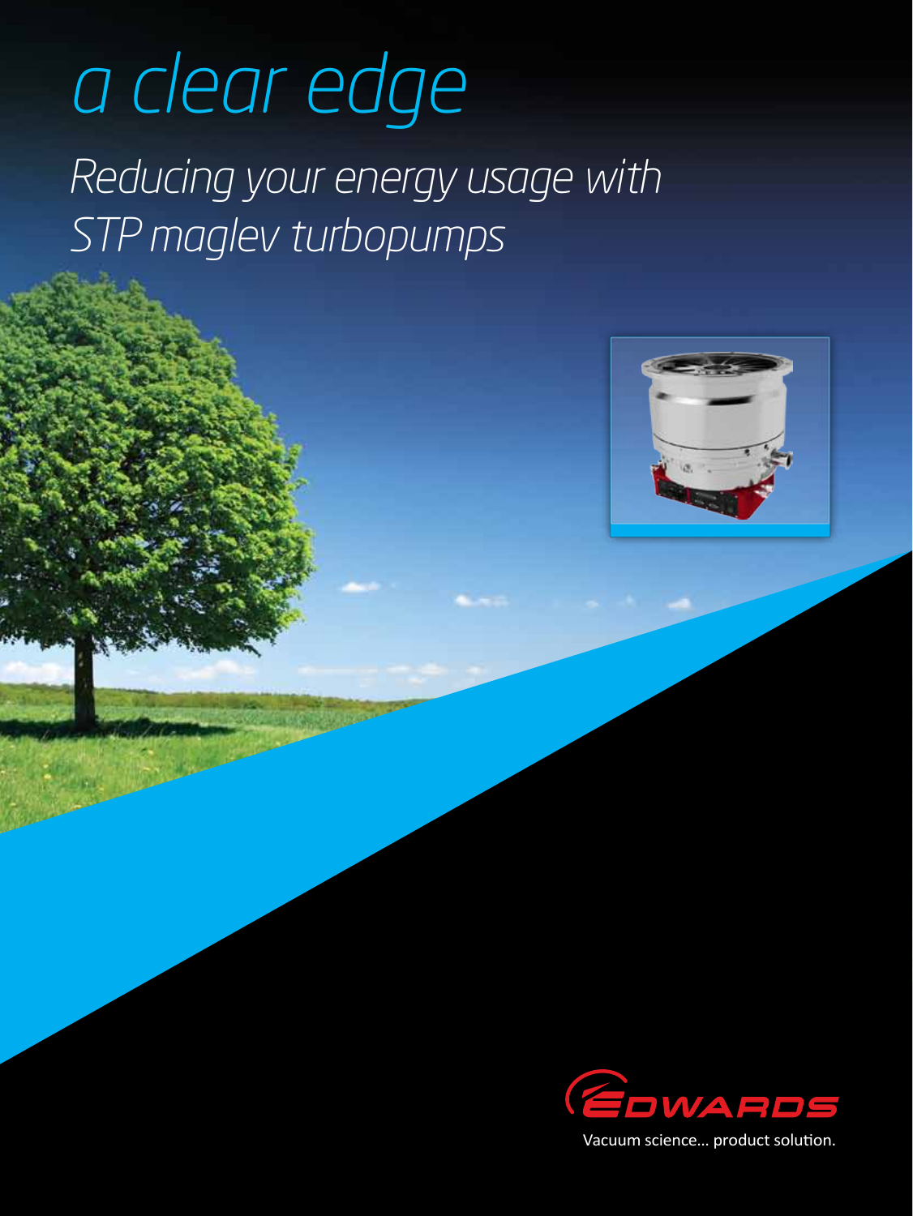# a clear edge

## *Reducing your energy usage with STP maglev turbopumps*

EDWARDS

Vacuum science... product solution.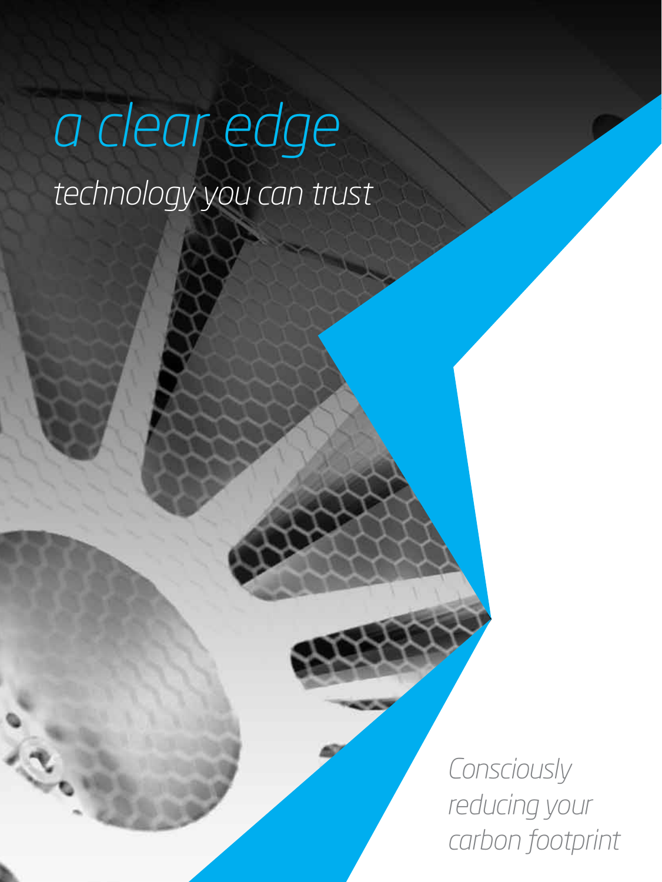# a clear edge

## technology you can trust

*Consciously reducing your carbon footprint*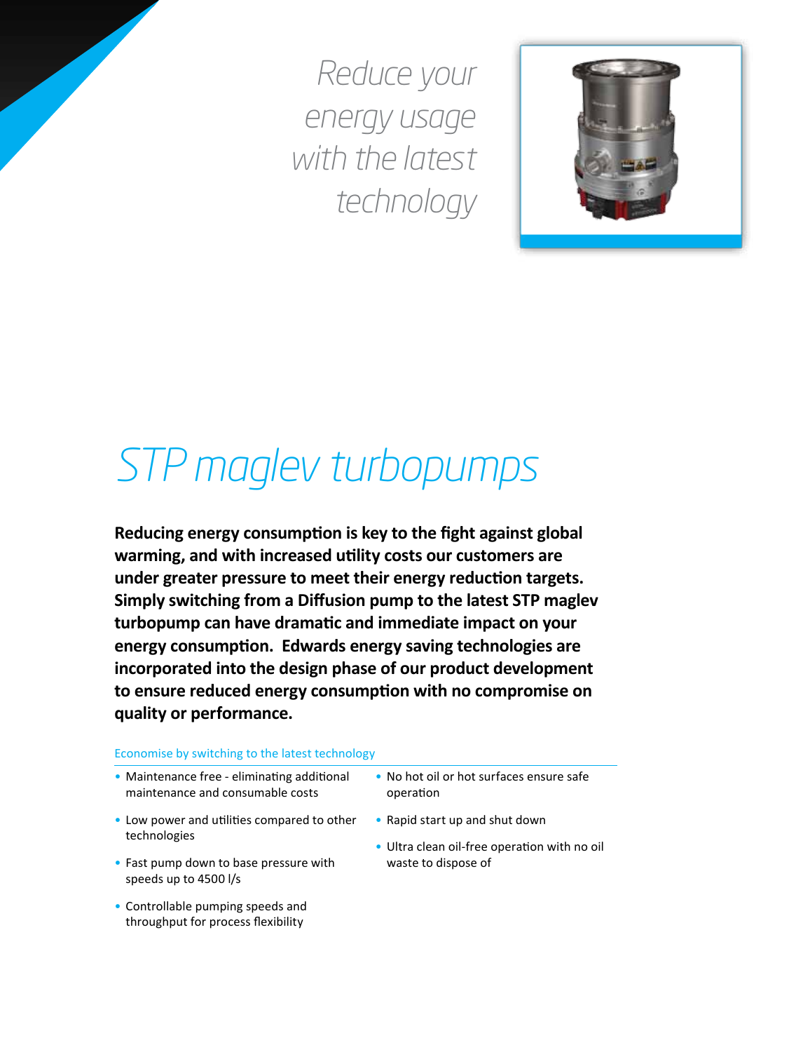*Reduce your energy usage with the latest technology*

# *STP maglev turbopumps*

**Reducing energy consumption is key to the fight against global warming, and with increased utility costs our customers are under greater pressure to meet their energy reduction targets. Simply switching from a Diffusion pump to the latest STP maglev turbopump can have dramatic and immediate impact on your energy consumption. Edwards energy saving technologies are incorporated into the design phase of our product development to ensure reduced energy consumption with no compromise on quality or performance.**

### Economise by switching to the latest technology

- Maintenance free - eliminating additional maintenance and consumable costs
- Low power and utilities compared to other technologies
- Fast pump down to base pressure with speeds up to 4500 l/s
- Controllable pumping speeds and throughput for process flexibility
- No hot oil or hot surfaces ensure safe operation
- Rapid start up and shut down
- Ultra clean oil-free operation with no oil waste to dispose of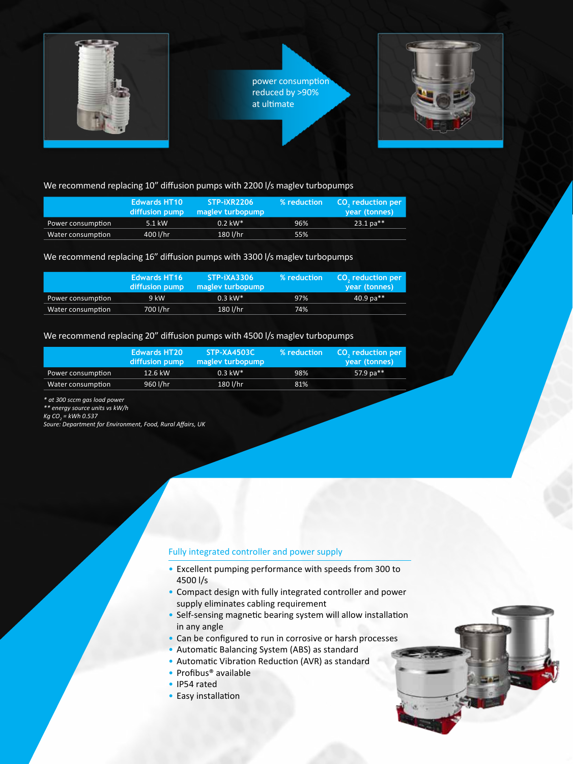power consumption reduced by >90% at ultimate

We recommend replacing 10" diffusion pumps with 2200 l/s maglev turbopumps

| | Edwards HT10 diffusion pump | STP-iXR2206 maglev turbopump | % reduction | $CO_2$ reduction per year (tonnes) |
|---|---|---|---|---|
| Power consumption | 5.1 kW | 0.2 kW* | 96% | 23.1 pa** |
| Water consumption | 400 l/hr | 180 l/hr | 55% | |

We recommend replacing 16" diffusion pumps with 3300 l/s maglev turbopumps

| | Edwards HT16 diffusion pump | STP-iXA3306 maglev turbopump | % reduction | $CO_2$ reduction per year (tonnes) |
|---|---|---|---|---|
| Power consumption | 9 kW | 0.3 kW* | 97% | 40.9 pa** |
| Water consumption | 700 l/hr | 180 l/hr | 74% | |

We recommend replacing 20" diffusion pumps with 4500 l/s maglev turbopumps

| | Edwards HT20 diffusion pump | STP-XA4503C maglev turbopump | % reduction | $CO_2$ reduction per year (tonnes) |
|---|---|---|---|---|
| Power consumption | 12.6 kW | 0.3 kW* | 98% | 57.9 pa** |
| Water consumption | 960 l/hr | 180 l/hr | 81% | |

*\* at 300 sccm gas load power*
*\*\* energy source units vs kW/h*
*Kg $CO_2$ = kWh 0.537*
*Soure: Department for Environment, Food, Rural Affairs, UK*

## Fully integrated controller and power supply

- Excellent pumping performance with speeds from 300 to 4500 l/s
- Compact design with fully integrated controller and power supply eliminates cabling requirement
- Self-sensing magnetic bearing system will allow installation in any angle
- Can be configured to run in corrosive or harsh processes
- Automatic Balancing System (ABS) as standard
- Automatic Vibration Reduction (AVR) as standard
- Profibus® available
- IP54 rated
- Easy installation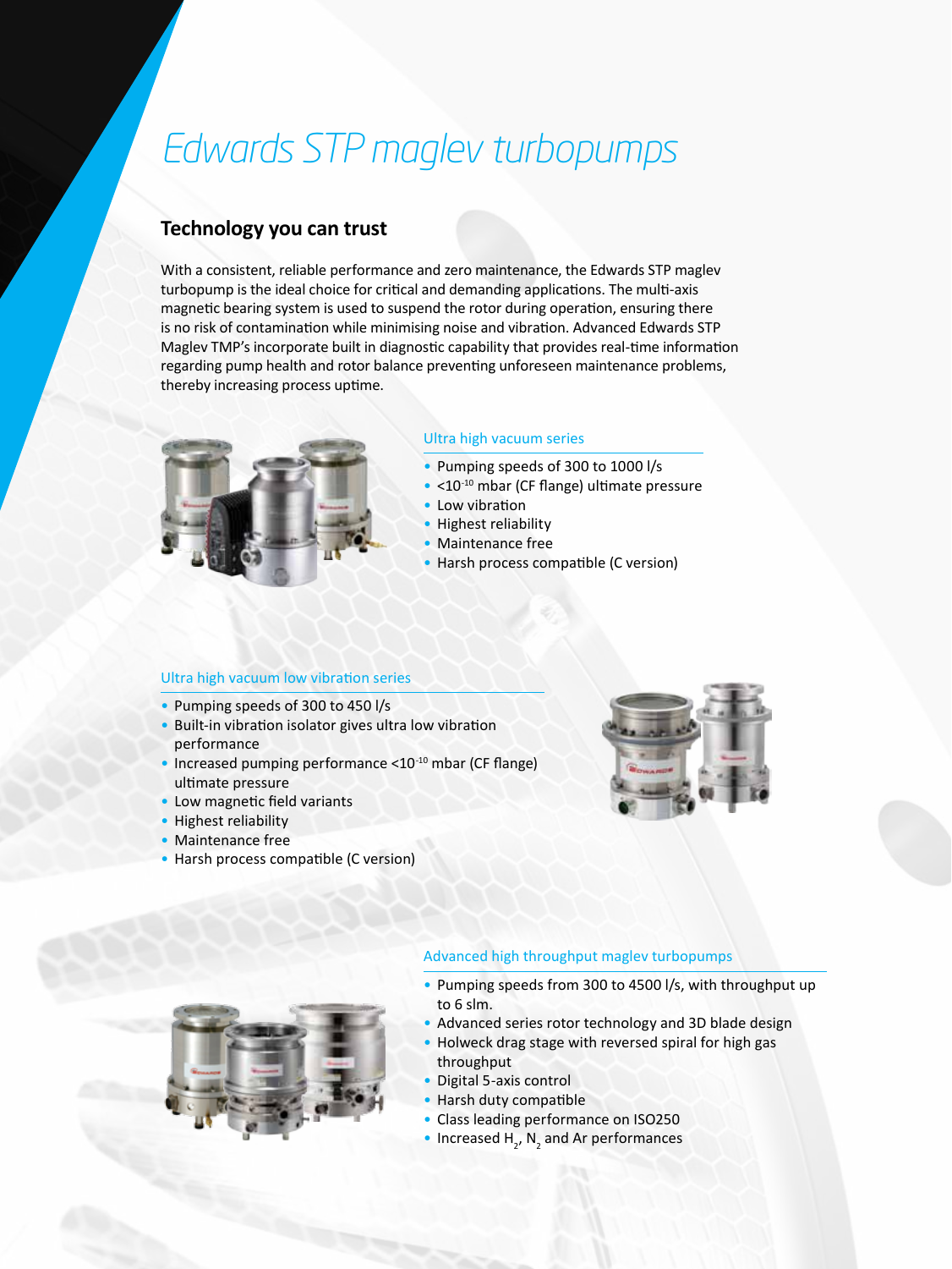# Edwards STP maglev turbopumps

## Technology you can trust

With a consistent, reliable performance and zero maintenance, the Edwards STP maglev turbopump is the ideal choice for critical and demanding applications. The multi-axis magnetic bearing system is used to suspend the rotor during operation, ensuring there is no risk of contamination while minimising noise and vibration. Advanced Edwards STP Maglev TMP's incorporate built in diagnostic capability that provides real-time information regarding pump health and rotor balance preventing unforeseen maintenance problems, thereby increasing process uptime.

### Ultra high vacuum series

- Pumping speeds of 300 to 1000 l/s
- $<10^{-10}$ mbar (CF flange) ultimate pressure
- Low vibration
- Highest reliability
- Maintenance free
- Harsh process compatible (C version)

### Ultra high vacuum low vibration series

- Pumping speeds of 300 to 450 l/s
- Built-in vibration isolator gives ultra low vibration performance
- Increased pumping performance $<10^{-10}$ mbar (CF flange) ultimate pressure
- Low magnetic field variants
- Highest reliability
- Maintenance free
- Harsh process compatible (C version)

### Advanced high throughput maglev turbopumps

- Pumping speeds from 300 to 4500 l/s, with throughput up to 6 slm.
- Advanced series rotor technology and 3D blade design
- Holweck drag stage with reversed spiral for high gas throughput
- Digital 5-axis control
- Harsh duty compatible
- Class leading performance on ISO250
- Increased $H_2$, $N_2$ and Ar performances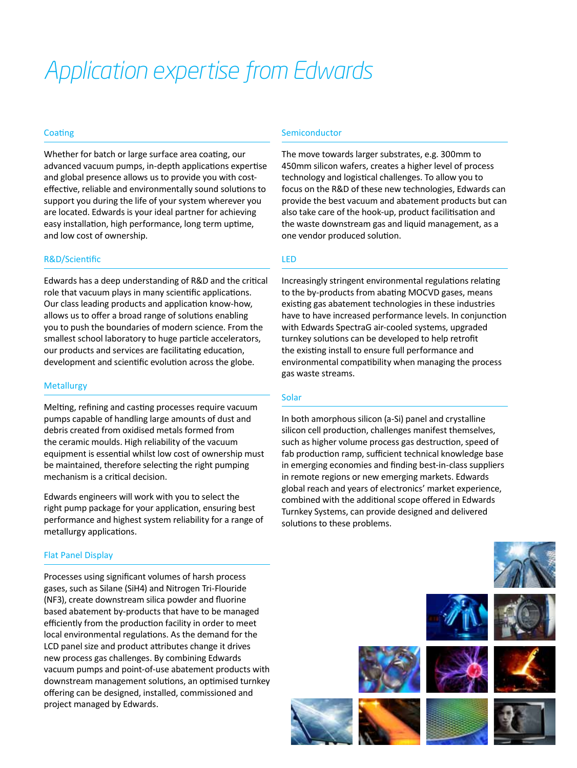# Application expertise from Edwards

## Coating

Whether for batch or large surface area coating, our advanced vacuum pumps, in-depth applications expertise and global presence allows us to provide you with cost-effective, reliable and environmentally sound solutions to support you during the life of your system wherever you are located. Edwards is your ideal partner for achieving easy installation, high performance, long term uptime, and low cost of ownership.

## R&D/Scientific

Edwards has a deep understanding of R&D and the critical role that vacuum plays in many scientific applications. Our class leading products and application know-how, allows us to offer a broad range of solutions enabling you to push the boundaries of modern science. From the smallest school laboratory to huge particle accelerators, our products and services are facilitating education, development and scientific evolution across the globe.

## Metallurgy

Melting, refining and casting processes require vacuum pumps capable of handling large amounts of dust and debris created from oxidised metals formed from the ceramic moulds. High reliability of the vacuum equipment is essential whilst low cost of ownership must be maintained, therefore selecting the right pumping mechanism is a critical decision.

Edwards engineers will work with you to select the right pump package for your application, ensuring best performance and highest system reliability for a range of metallurgy applications.

## Flat Panel Display

Processes using significant volumes of harsh process gases, such as Silane ($SiH_4$) and Nitrogen Tri-Flouride ($NF_3$), create downstream silica powder and fluorine based abatement by-products that have to be managed efficiently from the production facility in order to meet local environmental regulations. As the demand for the LCD panel size and product attributes change it drives new process gas challenges. By combining Edwards vacuum pumps and point-of-use abatement products with downstream management solutions, an optimised turnkey offering can be designed, installed, commissioned and project managed by Edwards.

## Semiconductor

The move towards larger substrates, e.g. 300mm to 450mm silicon wafers, creates a higher level of process technology and logistical challenges. To allow you to focus on the R&D of these new technologies, Edwards can provide the best vacuum and abatement products but can also take care of the hook-up, product facilitisation and the waste downstream gas and liquid management, as a one vendor produced solution.

## LED

Increasingly stringent environmental regulations relating to the by-products from abating MOCVD gases, means existing gas abatement technologies in these industries have to have increased performance levels. In conjunction with Edwards SpectraG air-cooled systems, upgraded turnkey solutions can be developed to help retrofit the existing install to ensure full performance and environmental compatibility when managing the process gas waste streams.

## Solar

In both amorphous silicon (a-Si) panel and crystalline silicon cell production, challenges manifest themselves, such as higher volume process gas destruction, speed of fab production ramp, sufficient technical knowledge base in emerging economies and finding best-in-class suppliers in remote regions or new emerging markets. Edwards global reach and years of electronics' market experience, combined with the additional scope offered in Edwards Turnkey Systems, can provide designed and delivered solutions to these problems.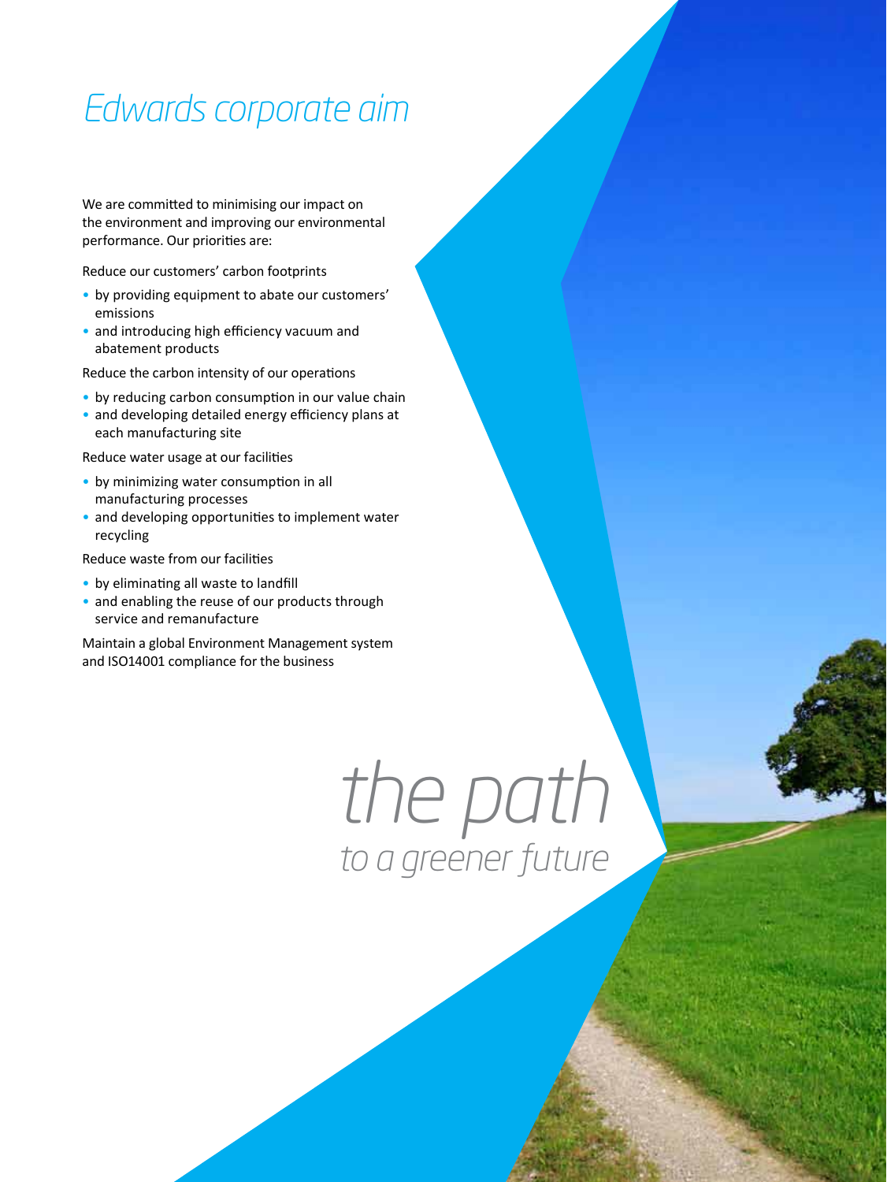# Edwards corporate aim

We are committed to minimising our impact on the environment and improving our environmental performance. Our priorities are:

Reduce our customers' carbon footprints

- by providing equipment to abate our customers' emissions
- and introducing high efficiency vacuum and abatement products

Reduce the carbon intensity of our operations

- by reducing carbon consumption in our value chain
- and developing detailed energy efficiency plans at each manufacturing site

Reduce water usage at our facilities

- by minimizing water consumption in all manufacturing processes
- and developing opportunities to implement water recycling

Reduce waste from our facilities

- by eliminating all waste to landfill
- and enabling the reuse of our products through service and remanufacture

Maintain a global Environment Management system and ISO14001 compliance for the business

*the path*
*to a greener future*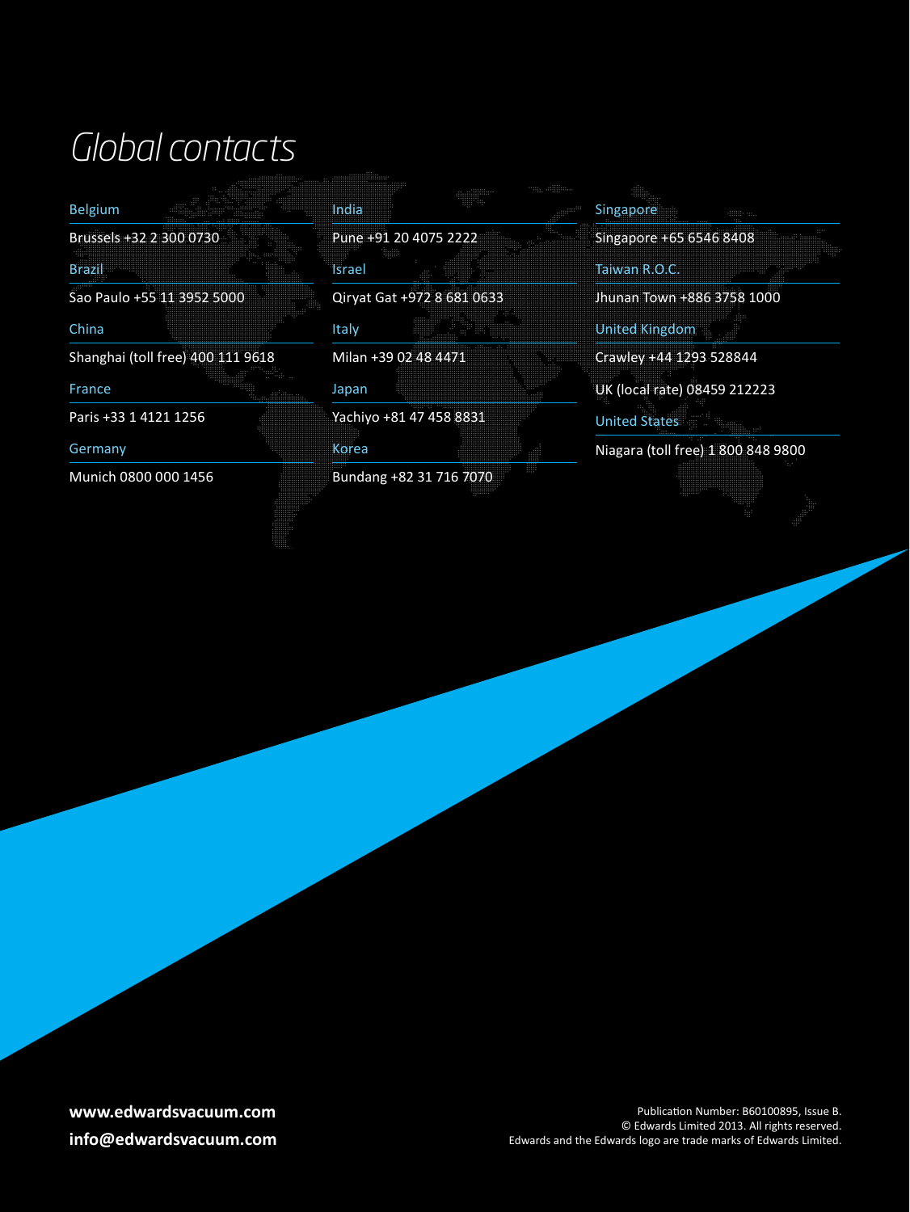# Global contacts

**Belgium**
Brussels +32 2 300 0730

**Brazil**
Sao Paulo +55 11 3952 5000

**China**
Shanghai (toll free) 400 111 9618

**France**
Paris +33 1 4121 1256

**Germany**
Munich 0800 000 1456

**India**
Pune +91 20 4075 2222

**Israel**
Qiryat Gat +972 8 681 0633

**Italy**
Milan +39 02 48 4471

**Japan**
Yachiyo +81 47 458 8831

**Korea**
Bundang +82 31 716 7070

**Singapore**
Singapore +65 6546 8408

**Taiwan R.O.C.**
Jhunan Town +886 3758 1000

**United Kingdom**
Crawley +44 1293 528844
UK (local rate) 08459 212223

**United States**
Niagara (toll free) 1 800 848 9800

**www.edwardsvacuum.com**
**info@edwardsvacuum.com**

Publication Number: B60100895, Issue B.
© Edwards Limited 2013. All rights reserved.
Edwards and the Edwards logo are trade marks of Edwards Limited.